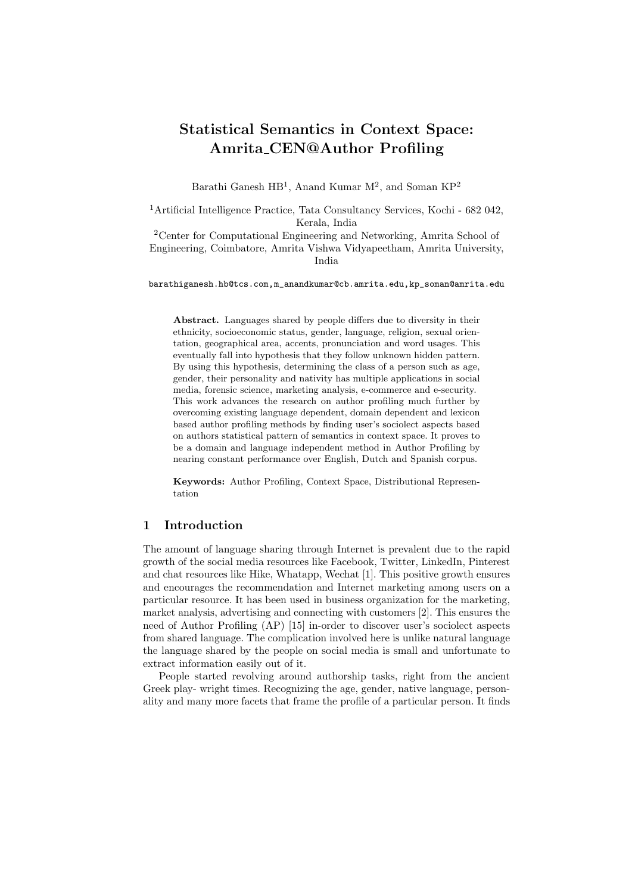# Statistical Semantics in Context Space: Amrita_CEN@Author Profiling

Barathi Ganesh HB[1], Anand Kumar M[2], and Soman KP[2]

[1]Artificial Intelligence Practice, Tata Consultancy Services, Kochi - 682 042, Kerala, India

[2]Center for Computational Engineering and Networking, Amrita School of Engineering, Coimbatore, Amrita Vishwa Vidyapeetham, Amrita University, India

barathiganesh.hb@tcs.com,m_anandkumar@cb.amrita.edu,kp_soman@amrita.edu

**Abstract.** Languages shared by people differs due to diversity in their ethnicity, socioeconomic status, gender, language, religion, sexual orientation, geographical area, accents, pronunciation and word usages. This eventually fall into hypothesis that they follow unknown hidden pattern. By using this hypothesis, determining the class of a person such as age, gender, their personality and nativity has multiple applications in social media, forensic science, marketing analysis, e-commerce and e-security. This work advances the research on author profiling much further by overcoming existing language dependent, domain dependent and lexicon based author profiling methods by finding user's sociolect aspects based on authors statistical pattern of semantics in context space. It proves to be a domain and language independent method in Author Profiling by nearing constant performance over English, Dutch and Spanish corpus.

**Keywords:** Author Profiling, Context Space, Distributional Representation

## 1 Introduction

The amount of language sharing through Internet is prevalent due to the rapid growth of the social media resources like Facebook, Twitter, LinkedIn, Pinterest and chat resources like Hike, Whatapp, Wechat [1]. This positive growth ensures and encourages the recommendation and Internet marketing among users on a particular resource. It has been used in business organization for the marketing, market analysis, advertising and connecting with customers [2]. This ensures the need of Author Profiling (AP) [15] in-order to discover user's sociolect aspects from shared language. The complication involved here is unlike natural language the language shared by the people on social media is small and unfortunate to extract information easily out of it.

People started revolving around authorship tasks, right from the ancient Greek play- wright times. Recognizing the age, gender, native language, personality and many more facets that frame the profile of a particular person. It finds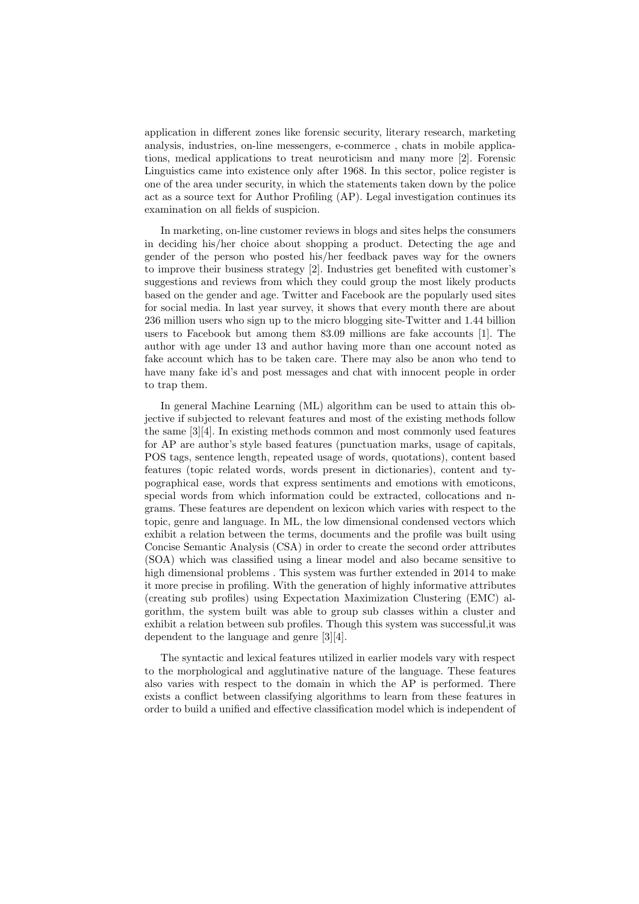application in different zones like forensic security, literary research, marketing analysis, industries, on-line messengers, e-commerce , chats in mobile applications, medical applications to treat neuroticism and many more [2]. Forensic Linguistics came into existence only after 1968. In this sector, police register is one of the area under security, in which the statements taken down by the police act as a source text for Author Profiling (AP). Legal investigation continues its examination on all fields of suspicion.

In marketing, on-line customer reviews in blogs and sites helps the consumers in deciding his/her choice about shopping a product. Detecting the age and gender of the person who posted his/her feedback paves way for the owners to improve their business strategy [2]. Industries get benefited with customer's suggestions and reviews from which they could group the most likely products based on the gender and age. Twitter and Facebook are the popularly used sites for social media. In last year survey, it shows that every month there are about 236 million users who sign up to the micro blogging site-Twitter and 1.44 billion users to Facebook but among them 83.09 millions are fake accounts [1]. The author with age under 13 and author having more than one account noted as fake account which has to be taken care. There may also be anon who tend to have many fake id's and post messages and chat with innocent people in order to trap them.

In general Machine Learning (ML) algorithm can be used to attain this objective if subjected to relevant features and most of the existing methods follow the same [3][4]. In existing methods common and most commonly used features for AP are author's style based features (punctuation marks, usage of capitals, POS tags, sentence length, repeated usage of words, quotations), content based features (topic related words, words present in dictionaries), content and typographical ease, words that express sentiments and emotions with emoticons, special words from which information could be extracted, collocations and n-grams. These features are dependent on lexicon which varies with respect to the topic, genre and language. In ML, the low dimensional condensed vectors which exhibit a relation between the terms, documents and the profile was built using Concise Semantic Analysis (CSA) in order to create the second order attributes (SOA) which was classified using a linear model and also became sensitive to high dimensional problems . This system was further extended in 2014 to make it more precise in profiling. With the generation of highly informative attributes (creating sub profiles) using Expectation Maximization Clustering (EMC) algorithm, the system built was able to group sub classes within a cluster and exhibit a relation between sub profiles. Though this system was successful,it was dependent to the language and genre [3][4].

The syntactic and lexical features utilized in earlier models vary with respect to the morphological and agglutinative nature of the language. These features also varies with respect to the domain in which the AP is performed. There exists a conflict between classifying algorithms to learn from these features in order to build a unified and effective classification model which is independent of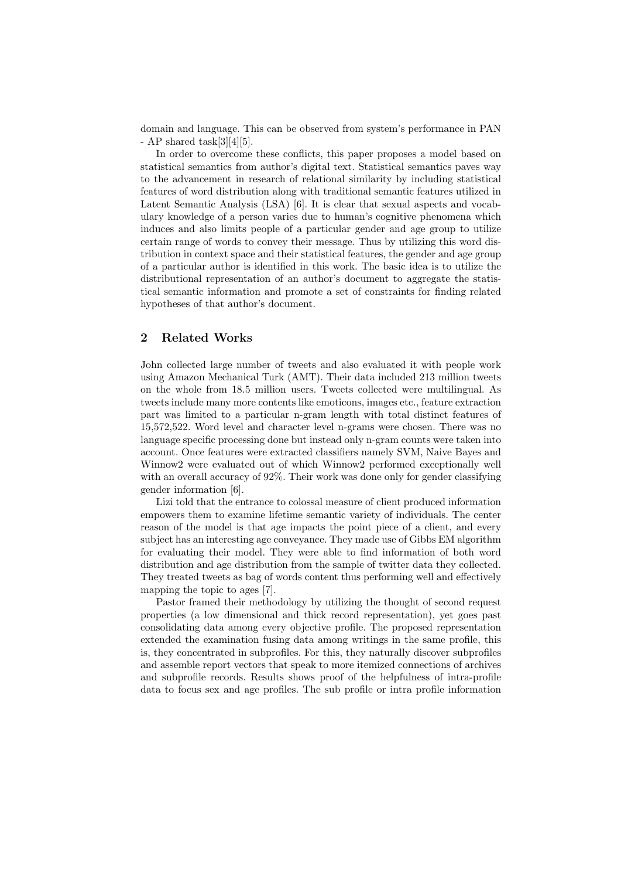domain and language. This can be observed from system's performance in PAN - AP shared task[3][4][5].

In order to overcome these conflicts, this paper proposes a model based on statistical semantics from author's digital text. Statistical semantics paves way to the advancement in research of relational similarity by including statistical features of word distribution along with traditional semantic features utilized in Latent Semantic Analysis (LSA) [6]. It is clear that sexual aspects and vocabulary knowledge of a person varies due to human's cognitive phenomena which induces and also limits people of a particular gender and age group to utilize certain range of words to convey their message. Thus by utilizing this word distribution in context space and their statistical features, the gender and age group of a particular author is identified in this work. The basic idea is to utilize the distributional representation of an author's document to aggregate the statistical semantic information and promote a set of constraints for finding related hypotheses of that author's document.

## 2 Related Works

John collected large number of tweets and also evaluated it with people work using Amazon Mechanical Turk (AMT). Their data included 213 million tweets on the whole from 18.5 million users. Tweets collected were multilingual. As tweets include many more contents like emoticons, images etc., feature extraction part was limited to a particular n-gram length with total distinct features of 15,572,522. Word level and character level n-grams were chosen. There was no language specific processing done but instead only n-gram counts were taken into account. Once features were extracted classifiers namely SVM, Naive Bayes and Winnow2 were evaluated out of which Winnow2 performed exceptionally well with an overall accuracy of 92%. Their work was done only for gender classifying gender information [6].

Lizi told that the entrance to colossal measure of client produced information empowers them to examine lifetime semantic variety of individuals. The center reason of the model is that age impacts the point piece of a client, and every subject has an interesting age conveyance. They made use of Gibbs EM algorithm for evaluating their model. They were able to find information of both word distribution and age distribution from the sample of twitter data they collected. They treated tweets as bag of words content thus performing well and effectively mapping the topic to ages [7].

Pastor framed their methodology by utilizing the thought of second request properties (a low dimensional and thick record representation), yet goes past consolidating data among every objective profile. The proposed representation extended the examination fusing data among writings in the same profile, this is, they concentrated in subprofiles. For this, they naturally discover subprofiles and assemble report vectors that speak to more itemized connections of archives and subprofile records. Results shows proof of the helpfulness of intra-profile data to focus sex and age profiles. The sub profile or intra profile information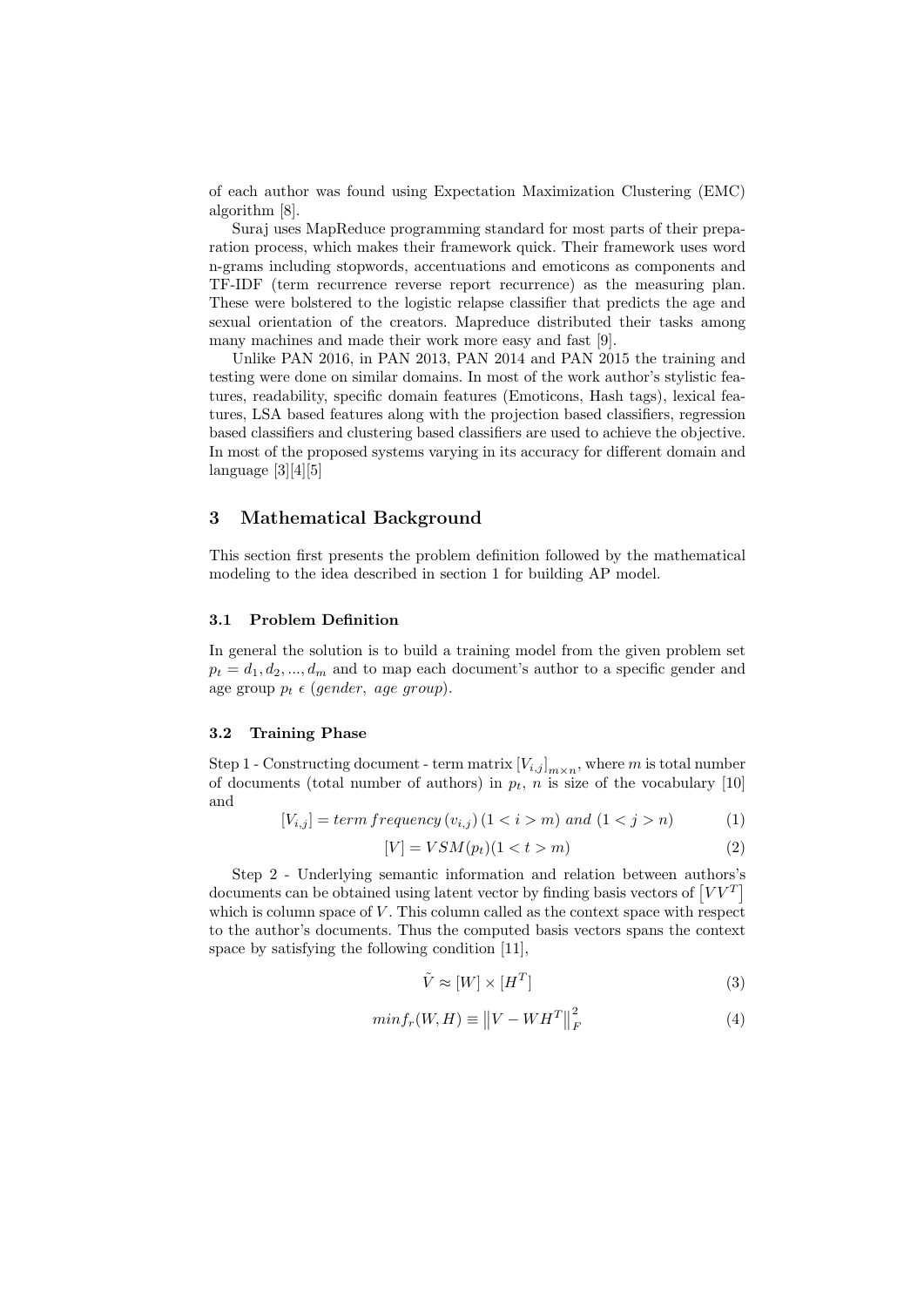of each author was found using Expectation Maximization Clustering (EMC) algorithm [8].

Suraj uses MapReduce programming standard for most parts of their preparation process, which makes their framework quick. Their framework uses word n-grams including stopwords, accentuations and emoticons as components and TF-IDF (term recurrence reverse report recurrence) as the measuring plan. These were bolstered to the logistic relapse classifier that predicts the age and sexual orientation of the creators. Mapreduce distributed their tasks among many machines and made their work more easy and fast [9].

Unlike PAN 2016, in PAN 2013, PAN 2014 and PAN 2015 the training and testing were done on similar domains. In most of the work author's stylistic features, readability, specific domain features (Emoticons, Hash tags), lexical features, LSA based features along with the projection based classifiers, regression based classifiers and clustering based classifiers are used to achieve the objective. In most of the proposed systems varying in its accuracy for different domain and language [3][4][5]

## 3 Mathematical Background

This section first presents the problem definition followed by the mathematical modeling to the idea described in section 1 for building AP model.

### 3.1 Problem Definition

In general the solution is to build a training model from the given problem set $p_t = d_1, d_2, ..., d_m$ and to map each document's author to a specific gender and age group $p_t \,\epsilon\, (gender,\ age\ group)$.

### 3.2 Training Phase

Step 1 - Constructing document - term matrix $[V_{i,j}]_{m \times n}$, where $m$ is total number of documents (total number of authors) in $p_t$, $n$ is size of the vocabulary [10] and

$$[V_{i,j}] = term\,frequency\,(v_{i,j})\,(1 < i > m)\ and\ (1 < j > n) \tag{1}$$

$$[V] = VSM(p_t)(1 < t > m) \tag{2}$$

Step 2 - Underlying semantic information and relation between authors's documents can be obtained using latent vector by finding basis vectors of $\left[VV^T\right]$ which is column space of $V$. This column called as the context space with respect to the author's documents. Thus the computed basis vectors spans the context space by satisfying the following condition [11],

$$\tilde{V} \approx [W] \times [H^T] \tag{3}$$

$$min f_r(W, H) \equiv \left\|V - WH^T\right\|_F^2 \tag{4}$$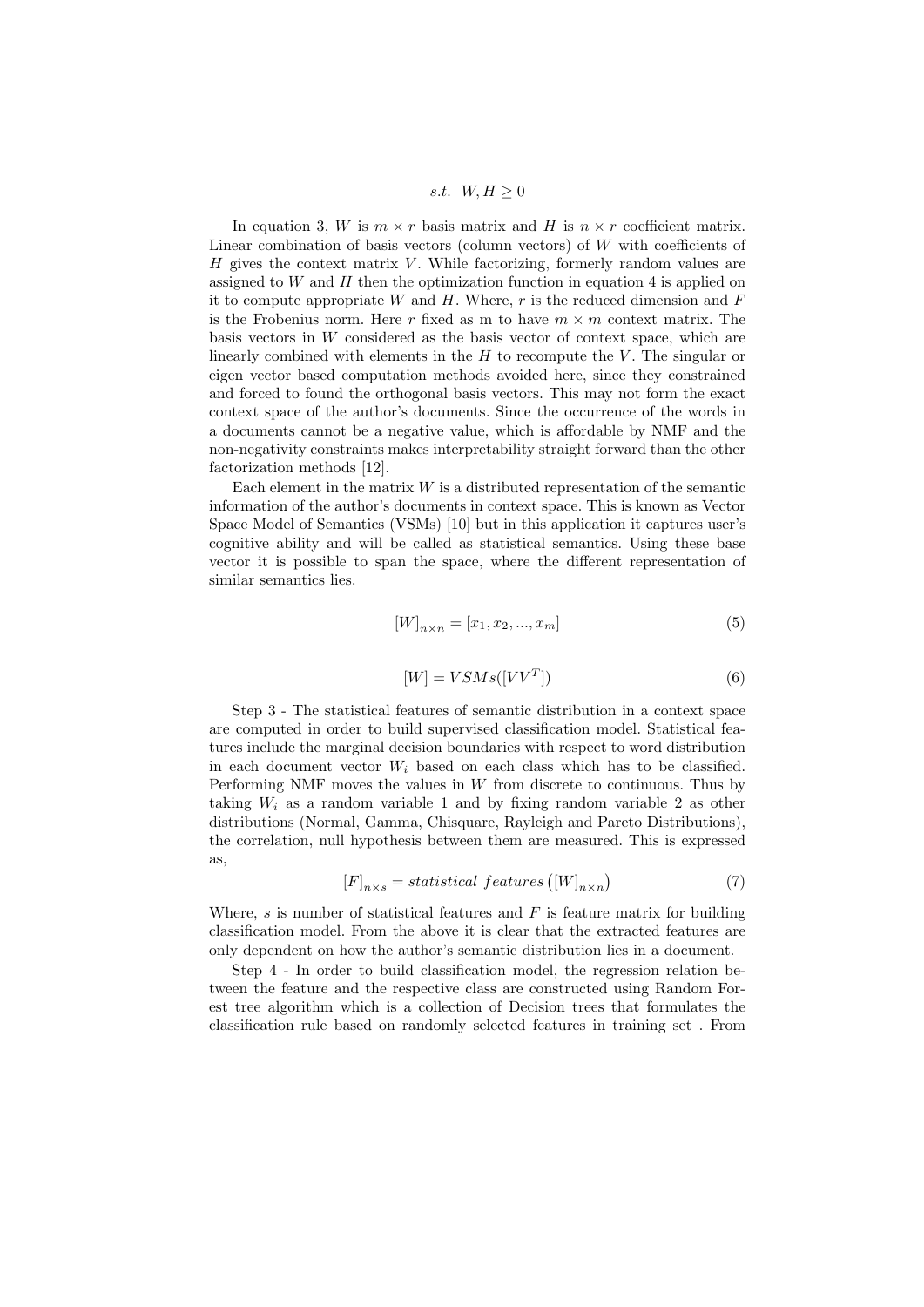$$s.t.\ \ W, H \geq 0$$

In equation 3, $W$ is $m \times r$ basis matrix and $H$ is $n \times r$ coefficient matrix. Linear combination of basis vectors (column vectors) of $W$ with coefficients of $H$ gives the context matrix $V$. While factorizing, formerly random values are assigned to $W$ and $H$ then the optimization function in equation 4 is applied on it to compute appropriate $W$ and $H$. Where, $r$ is the reduced dimension and $F$ is the Frobenius norm. Here $r$ fixed as m to have $m \times m$ context matrix. The basis vectors in $W$ considered as the basis vector of context space, which are linearly combined with elements in the $H$ to recompute the $V$. The singular or eigen vector based computation methods avoided here, since they constrained and forced to found the orthogonal basis vectors. This may not form the exact context space of the author's documents. Since the occurrence of the words in a documents cannot be a negative value, which is affordable by NMF and the non-negativity constraints makes interpretability straight forward than the other factorization methods [12].

Each element in the matrix $W$ is a distributed representation of the semantic information of the author's documents in context space. This is known as Vector Space Model of Semantics (VSMs) [10] but in this application it captures user's cognitive ability and will be called as statistical semantics. Using these base vector it is possible to span the space, where the different representation of similar semantics lies.

$$[W]_{n \times n} = [x_1, x_2, ..., x_m] \tag{5}$$

$$[W] = VSMs([VV^T]) \tag{6}$$

Step 3 - The statistical features of semantic distribution in a context space are computed in order to build supervised classification model. Statistical features include the marginal decision boundaries with respect to word distribution in each document vector $W_i$ based on each class which has to be classified. Performing NMF moves the values in $W$ from discrete to continuous. Thus by taking $W_i$ as a random variable 1 and by fixing random variable 2 as other distributions (Normal, Gamma, Chisquare, Rayleigh and Pareto Distributions), the correlation, null hypothesis between them are measured. This is expressed as,

$$[F]_{n \times s} = statistical\ features\left([W]_{n \times n}\right) \tag{7}$$

Where, $s$ is number of statistical features and $F$ is feature matrix for building classification model. From the above it is clear that the extracted features are only dependent on how the author's semantic distribution lies in a document.

Step 4 - In order to build classification model, the regression relation between the feature and the respective class are constructed using Random Forest tree algorithm which is a collection of Decision trees that formulates the classification rule based on randomly selected features in training set . From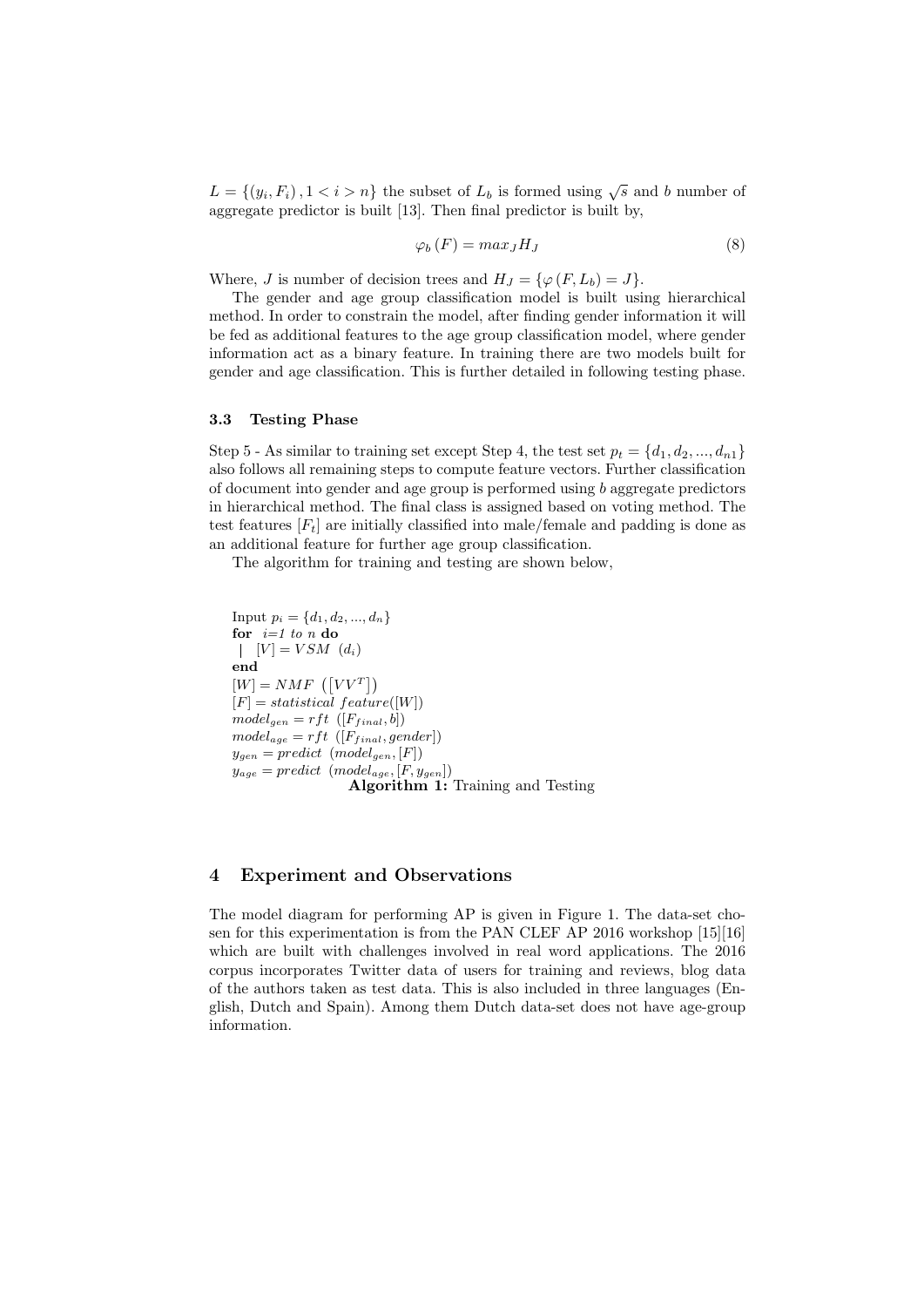$L = \{(y_i, F_i), 1 < i > n\}$ the subset of $L_b$ is formed using $\sqrt{s}$ and $b$ number of aggregate predictor is built [13]. Then final predictor is built by,

$$\varphi_b(F) = max_J H_J \tag{8}$$

Where, $J$ is number of decision trees and $H_J = \{\varphi(F, L_b) = J\}$.

The gender and age group classification model is built using hierarchical method. In order to constrain the model, after finding gender information it will be fed as additional features to the age group classification model, where gender information act as a binary feature. In training there are two models built for gender and age classification. This is further detailed in following testing phase.

### 3.3 Testing Phase

Step 5 - As similar to training set except Step 4, the test set $p_t = \{d_1, d_2, ..., d_{n1}\}$ also follows all remaining steps to compute feature vectors. Further classification of document into gender and age group is performed using $b$ aggregate predictors in hierarchical method. The final class is assigned based on voting method. The test features $[F_t]$ are initially classified into male/female and padding is done as an additional feature for further age group classification.

The algorithm for training and testing are shown below,

Input $p_i = \{d_1, d_2, ..., d_n\}$
**for** *i=1 to n* **do**
  $[V] = VSM\ (d_i)$
**end**
$[W] = NMF\ \left(\left[VV^T\right]\right)$
$[F] = statistical\ feature([W])$
$model_{gen} = rft\ ([F_{final}, b])$
$model_{age} = rft\ ([F_{final}, gender])$
$y_{gen} = predict\ (model_{gen}, [F])$
$y_{age} = predict\ (model_{age}, [F, y_{gen}])$

**Algorithm 1:** Training and Testing

## 4 Experiment and Observations

The model diagram for performing AP is given in Figure 1. The data-set chosen for this experimentation is from the PAN CLEF AP 2016 workshop [15][16] which are built with challenges involved in real word applications. The 2016 corpus incorporates Twitter data of users for training and reviews, blog data of the authors taken as test data. This is also included in three languages (English, Dutch and Spain). Among them Dutch data-set does not have age-group information.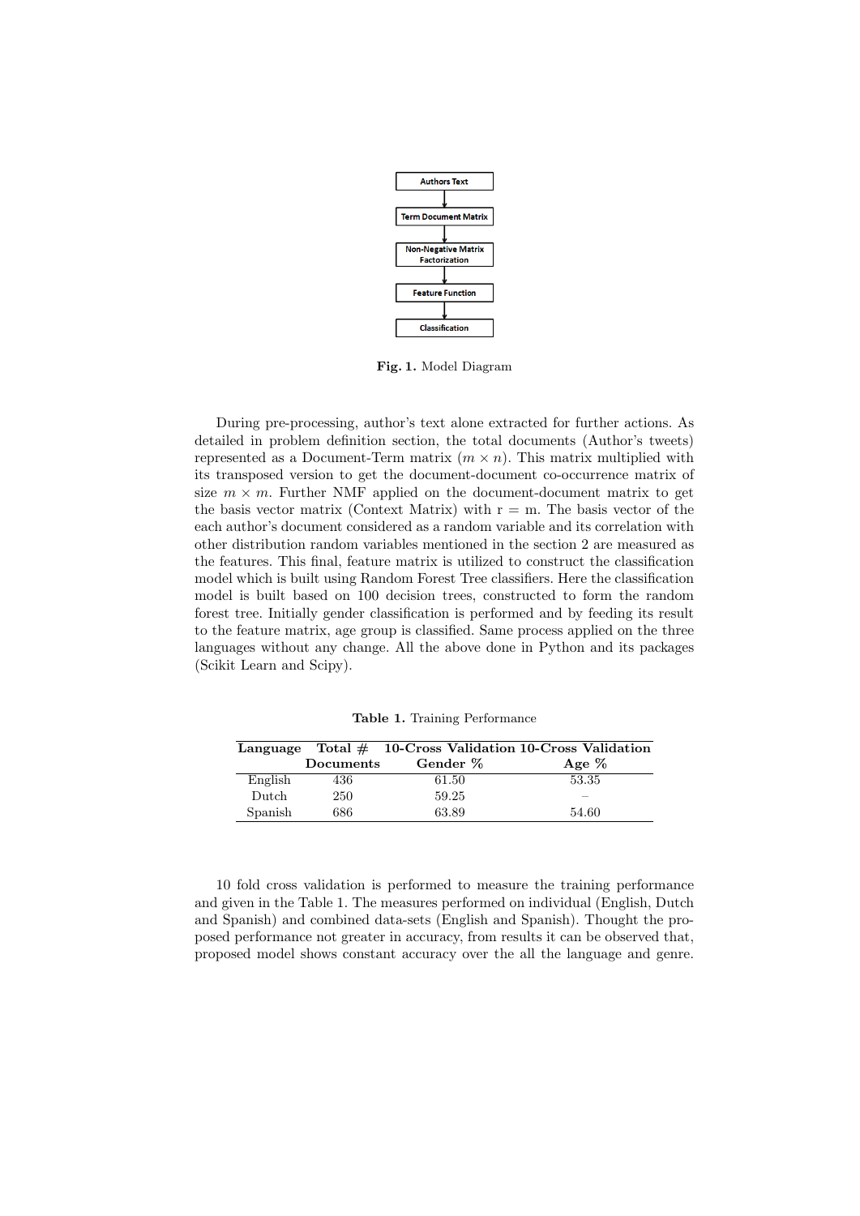Authors Text

↓

Term Document Matrix

↓

Non-Negative Matrix Factorization

↓

Feature Function

↓

Classification

**Fig. 1.** Model Diagram

During pre-processing, author's text alone extracted for further actions. As detailed in problem definition section, the total documents (Author's tweets) represented as a Document-Term matrix ($m \times n$). This matrix multiplied with its transposed version to get the document-document co-occurrence matrix of size $m \times m$. Further NMF applied on the document-document matrix to get the basis vector matrix (Context Matrix) with r = m. The basis vector of the each author's document considered as a random variable and its correlation with other distribution random variables mentioned in the section 2 are measured as the features. This final, feature matrix is utilized to construct the classification model which is built using Random Forest Tree classifiers. Here the classification model is built based on 100 decision trees, constructed to form the random forest tree. Initially gender classification is performed and by feeding its result to the feature matrix, age group is classified. Same process applied on the three languages without any change. All the above done in Python and its packages (Scikit Learn and Scipy).

**Table 1.** Training Performance

| Language | Total # Documents | 10-Cross Validation Gender % | 10-Cross Validation Age % |
|---|---|---|---|
| English | 436 | 61.50 | 53.35 |
| Dutch | 250 | 59.25 | – |
| Spanish | 686 | 63.89 | 54.60 |

10 fold cross validation is performed to measure the training performance and given in the Table 1. The measures performed on individual (English, Dutch and Spanish) and combined data-sets (English and Spanish). Thought the proposed performance not greater in accuracy, from results it can be observed that, proposed model shows constant accuracy over the all the language and genre.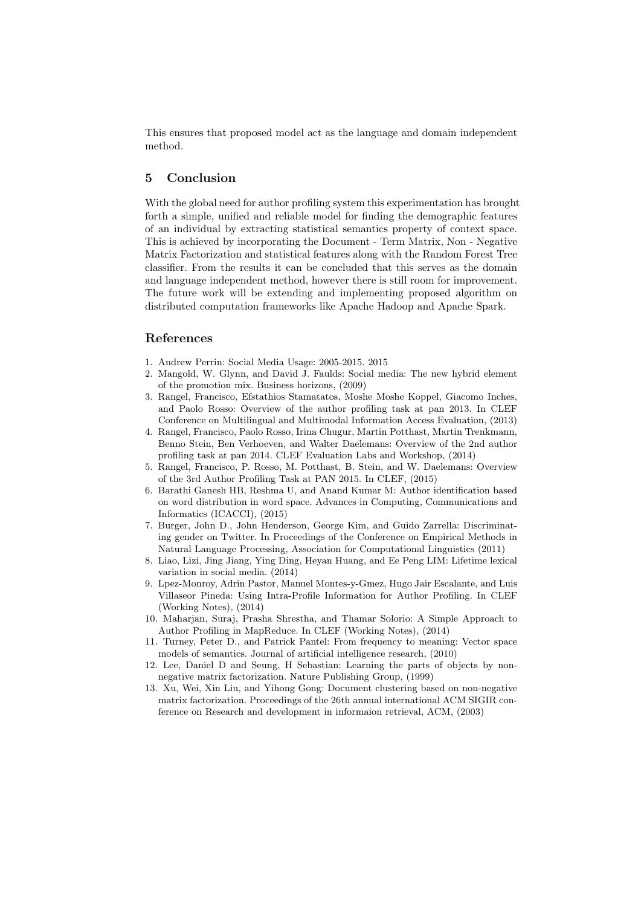This ensures that proposed model act as the language and domain independent method.

## 5 Conclusion

With the global need for author profiling system this experimentation has brought forth a simple, unified and reliable model for finding the demographic features of an individual by extracting statistical semantics property of context space. This is achieved by incorporating the Document - Term Matrix, Non - Negative Matrix Factorization and statistical features along with the Random Forest Tree classifier. From the results it can be concluded that this serves as the domain and language independent method, however there is still room for improvement. The future work will be extending and implementing proposed algorithm on distributed computation frameworks like Apache Hadoop and Apache Spark.

## References

1. Andrew Perrin: Social Media Usage: 2005-2015. 2015
2. Mangold, W. Glynn, and David J. Faulds: Social media: The new hybrid element of the promotion mix. Business horizons, (2009)
3. Rangel, Francisco, Efstathios Stamatatos, Moshe Moshe Koppel, Giacomo Inches, and Paolo Rosso: Overview of the author profiling task at pan 2013. In CLEF Conference on Multilingual and Multimodal Information Access Evaluation, (2013)
4. Rangel, Francisco, Paolo Rosso, Irina Chugur, Martin Potthast, Martin Trenkmann, Benno Stein, Ben Verhoeven, and Walter Daelemans: Overview of the 2nd author profiling task at pan 2014. CLEF Evaluation Labs and Workshop, (2014)
5. Rangel, Francisco, P. Rosso, M. Potthast, B. Stein, and W. Daelemans: Overview of the 3rd Author Profiling Task at PAN 2015. In CLEF, (2015)
6. Barathi Ganesh HB, Reshma U, and Anand Kumar M: Author identification based on word distribution in word space. Advances in Computing, Communications and Informatics (ICACCI), (2015)
7. Burger, John D., John Henderson, George Kim, and Guido Zarrella: Discriminating gender on Twitter. In Proceedings of the Conference on Empirical Methods in Natural Language Processing, Association for Computational Linguistics (2011)
8. Liao, Lizi, Jing Jiang, Ying Ding, Heyan Huang, and Ee Peng LIM: Lifetime lexical variation in social media. (2014)
9. Lpez-Monroy, Adrin Pastor, Manuel Montes-y-Gmez, Hugo Jair Escalante, and Luis Villaseor Pineda: Using Intra-Profile Information for Author Profiling. In CLEF (Working Notes), (2014)
10. Maharjan, Suraj, Prasha Shrestha, and Thamar Solorio: A Simple Approach to Author Profiling in MapReduce. In CLEF (Working Notes), (2014)
11. Turney, Peter D., and Patrick Pantel: From frequency to meaning: Vector space models of semantics. Journal of artificial intelligence research, (2010)
12. Lee, Daniel D and Seung, H Sebastian: Learning the parts of objects by non-negative matrix factorization. Nature Publishing Group, (1999)
13. Xu, Wei, Xin Liu, and Yihong Gong: Document clustering based on non-negative matrix factorization. Proceedings of the 26th annual international ACM SIGIR conference on Research and development in informaion retrieval, ACM, (2003)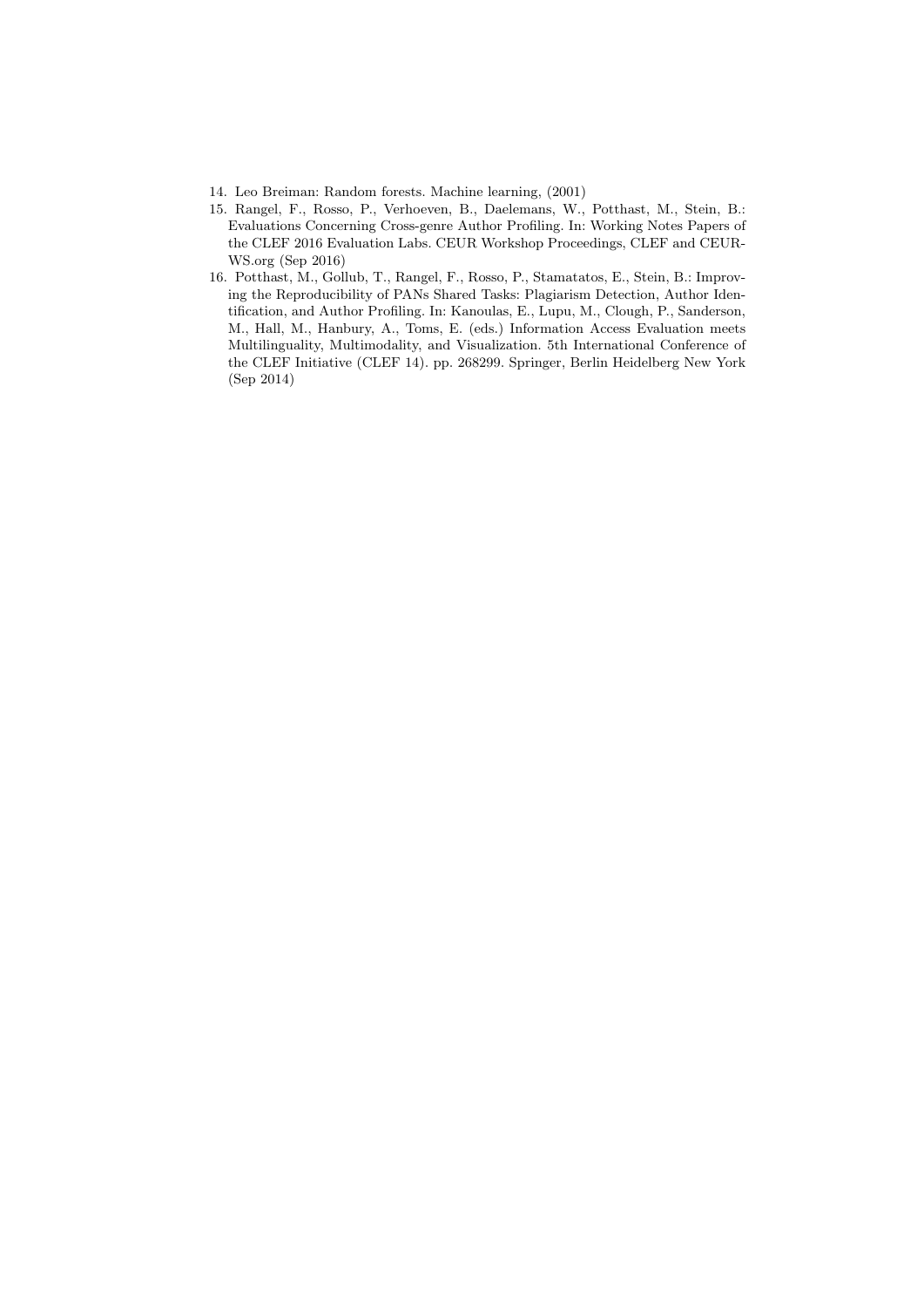14. Leo Breiman: Random forests. Machine learning, (2001)
15. Rangel, F., Rosso, P., Verhoeven, B., Daelemans, W., Potthast, M., Stein, B.: Evaluations Concerning Cross-genre Author Profiling. In: Working Notes Papers of the CLEF 2016 Evaluation Labs. CEUR Workshop Proceedings, CLEF and CEUR-WS.org (Sep 2016)
16. Potthast, M., Gollub, T., Rangel, F., Rosso, P., Stamatatos, E., Stein, B.: Improving the Reproducibility of PANs Shared Tasks: Plagiarism Detection, Author Identification, and Author Profiling. In: Kanoulas, E., Lupu, M., Clough, P., Sanderson, M., Hall, M., Hanbury, A., Toms, E. (eds.) Information Access Evaluation meets Multilinguality, Multimodality, and Visualization. 5th International Conference of the CLEF Initiative (CLEF 14). pp. 268299. Springer, Berlin Heidelberg New York (Sep 2014)